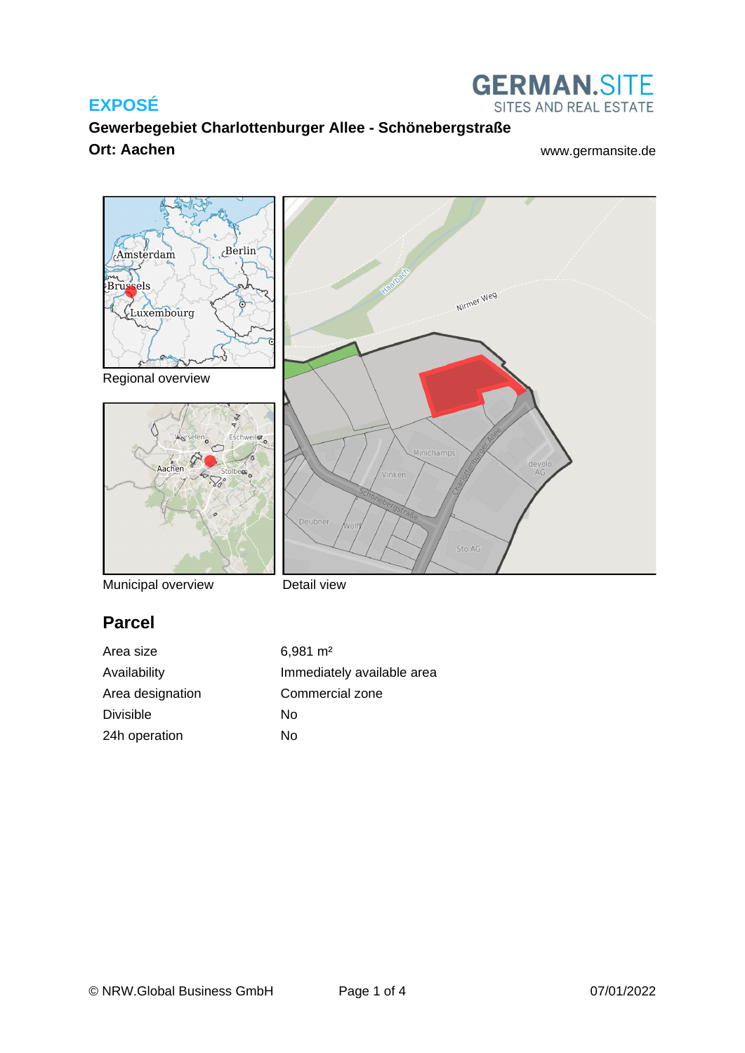# EXPOSÉ

GERMAN.SITE
SITES AND REAL ESTATE

**Gewerbegebiet Charlottenburger Allee - Schönebergstraße**

**Ort: Aachen**

www.germansite.de

Regional overview

Municipal overview

Detail view

## Parcel

| | |
|---|---|
| Area size | 6,981 m² |
| Availability | Immediately available area |
| Area designation | Commercial zone |
| Divisible | No |
| 24h operation | No |

© NRW.Global Business GmbH

07/01/2022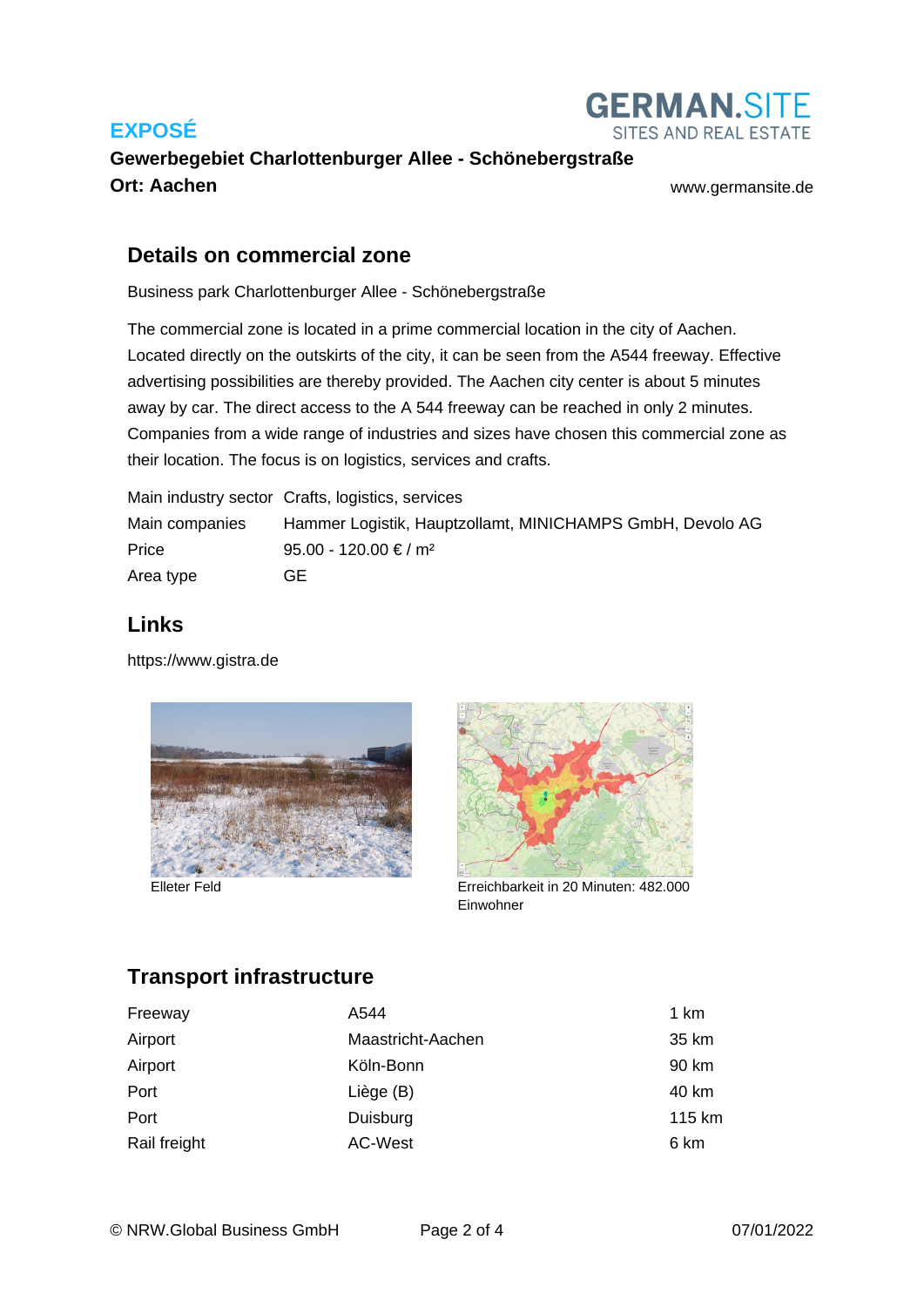**EXPOSÉ**

**Gewerbegebiet Charlottenburger Allee - Schönebergstraße**
**Ort: Aachen**

www.germansite.de

## Details on commercial zone

Business park Charlottenburger Allee - Schönebergstraße

The commercial zone is located in a prime commercial location in the city of Aachen. Located directly on the outskirts of the city, it can be seen from the A544 freeway. Effective advertising possibilities are thereby provided. The Aachen city center is about 5 minutes away by car. The direct access to the A 544 freeway can be reached in only 2 minutes. Companies from a wide range of industries and sizes have chosen this commercial zone as their location. The focus is on logistics, services and crafts.

| | |
|---|---|
| Main industry sector | Crafts, logistics, services |
| Main companies | Hammer Logistik, Hauptzollamt, MINICHAMPS GmbH, Devolo AG |
| Price | 95.00 - 120.00 € / m² |
| Area type | GE |

## Links

https://www.gistra.de

Elleter Feld

Erreichbarkeit in 20 Minuten: 482.000 Einwohner

## Transport infrastructure

| | | |
|---|---|---|
| Freeway | A544 | 1 km |
| Airport | Maastricht-Aachen | 35 km |
| Airport | Köln-Bonn | 90 km |
| Port | Liège (B) | 40 km |
| Port | Duisburg | 115 km |
| Rail freight | AC-West | 6 km |

© NRW.Global Business GmbH

07/01/2022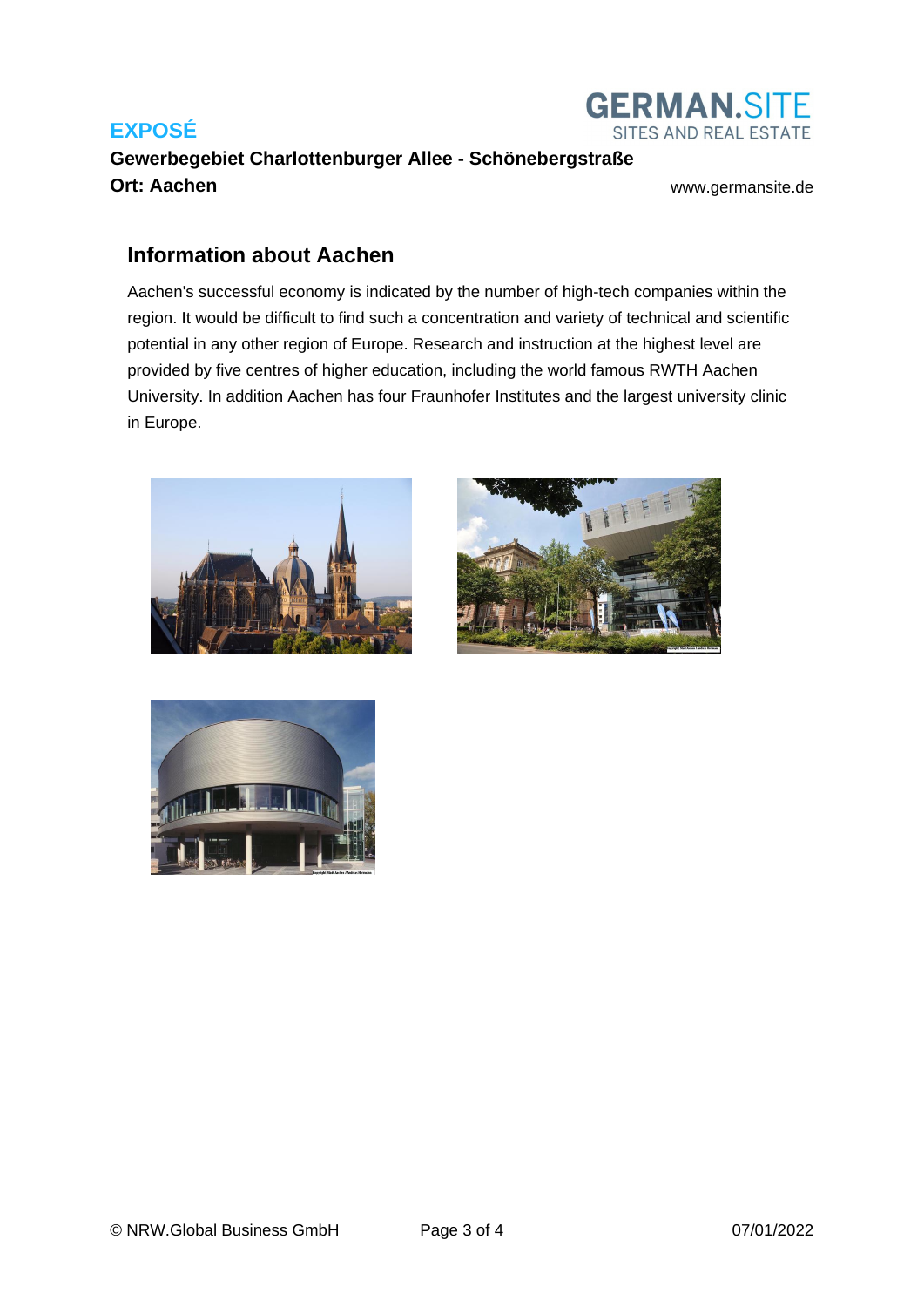## Information about Aachen

Aachen's successful economy is indicated by the number of high-tech companies within the region. It would be difficult to find such a concentration and variety of technical and scientific potential in any other region of Europe. Research and instruction at the highest level are provided by five centres of higher education, including the world famous RWTH Aachen University. In addition Aachen has four Fraunhofer Institutes and the largest university clinic in Europe.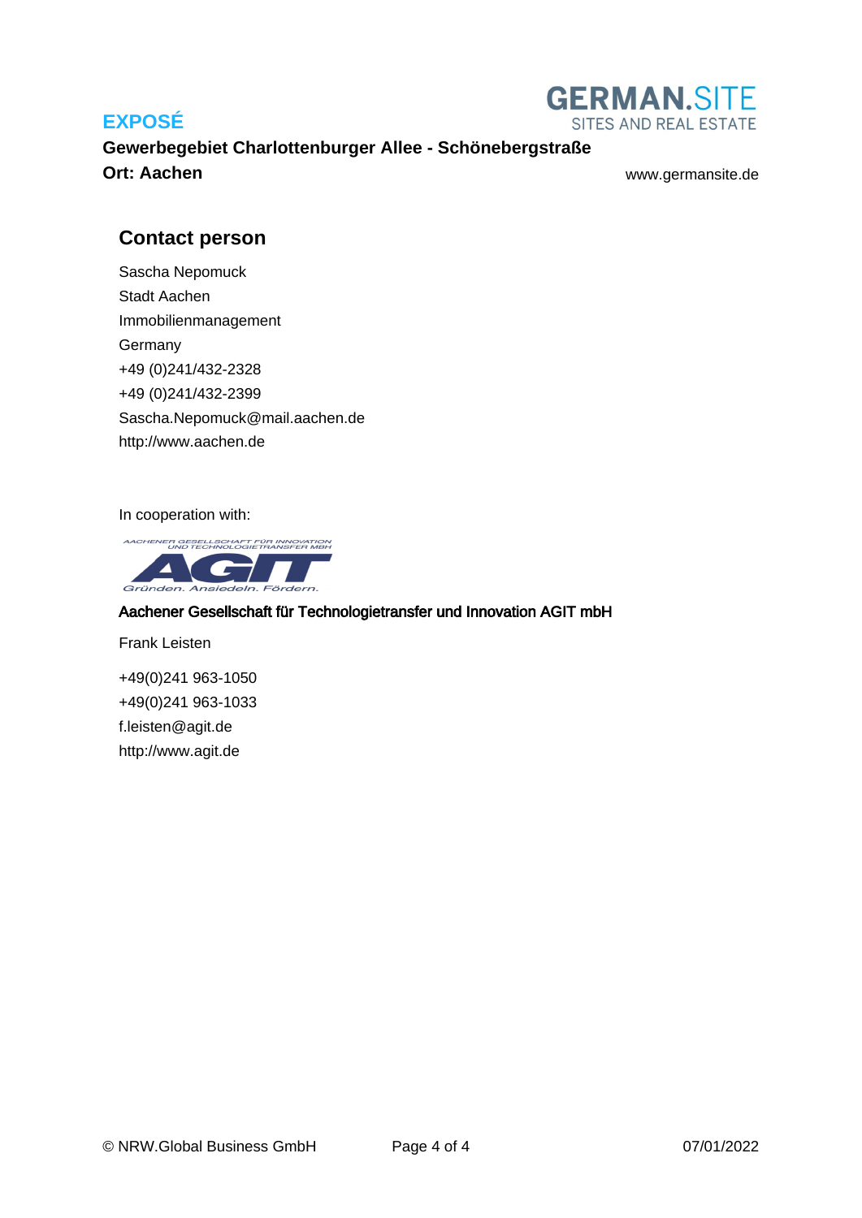## Contact person

Sascha Nepomuck
Stadt Aachen
Immobilienmanagement
Germany
+49 (0)241/432-2328
+49 (0)241/432-2399
Sascha.Nepomuck@mail.aachen.de
http://www.aachen.de

In cooperation with:

**Aachener Gesellschaft für Technologietransfer und Innovation AGIT mbH**

Frank Leisten

+49(0)241 963-1050
+49(0)241 963-1033
f.leisten@agit.de
http://www.agit.de